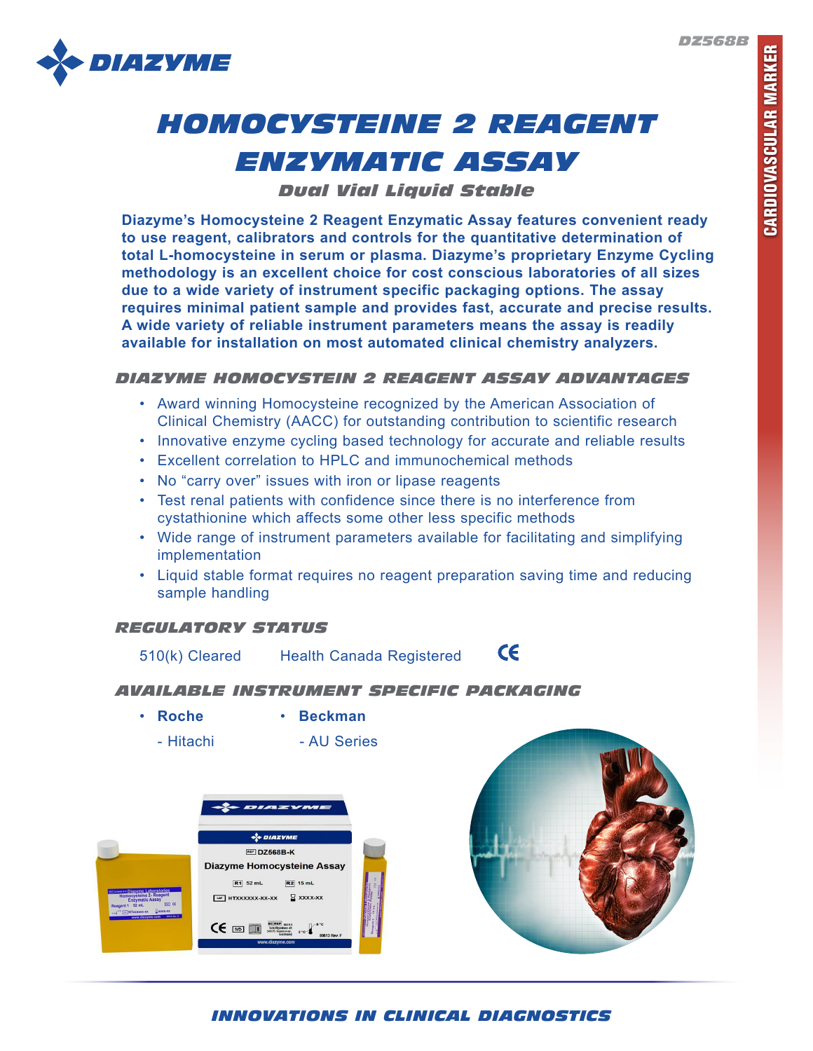# HOMOCYSTEINE 2 REAGENT ENZYMATIC ASSAY

### Dual Vial Liquid Stable

**Diazyme's Homocysteine 2 Reagent Enzymatic Assay features convenient ready to use reagent, calibrators and controls for the quantitative determination of total L-homocysteine in serum or plasma. Diazyme's proprietary Enzyme Cycling methodology is an excellent choice for cost conscious laboratories of all sizes due to a wide variety of instrument specific packaging options. The assay requires minimal patient sample and provides fast, accurate and precise results. A wide variety of reliable instrument parameters means the assay is readily available for installation on most automated clinical chemistry analyzers.**

## DIAZYME HOMOCYSTEIN 2 REAGENT ASSAY ADVANTAGES

- Award winning Homocysteine recognized by the American Association of Clinical Chemistry (AACC) for outstanding contribution to scientific research
- Innovative enzyme cycling based technology for accurate and reliable results
- Excellent correlation to HPLC and immunochemical methods
- No "carry over" issues with iron or lipase reagents
- Test renal patients with confidence since there is no interference from cystathionine which affects some other less specific methods
- Wide range of instrument parameters available for facilitating and simplifying implementation
- Liquid stable format requires no reagent preparation saving time and reducing sample handling

## REGULATORY STATUS

510(k) Cleared    Health Canada Registered    CE

## AVAILABLE INSTRUMENT SPECIFIC PACKAGING

- **Roche**
  - Hitachi
- **Beckman**
  - AU Series

**INNOVATIONS IN CLINICAL DIAGNOSTICS**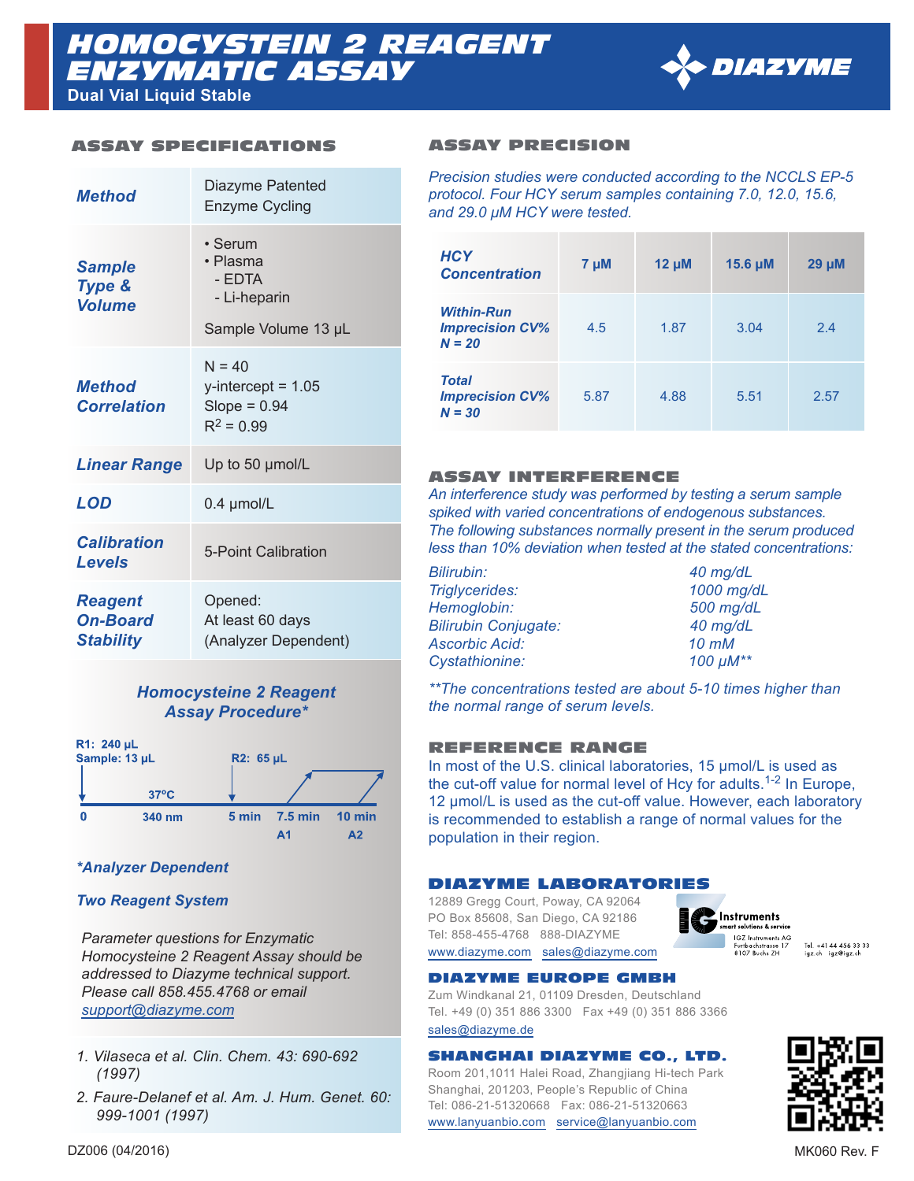# HOMOCYSTEIN 2 REAGENT ENZYMATIC ASSAY

**Dual Vial Liquid Stable**

DIAZYME

## ASSAY SPECIFICATIONS

| | |
|---|---|
| ***Method*** | Diazyme Patented Enzyme Cycling |
| ***Sample Type & Volume*** | • Serum<br>• Plasma<br>- EDTA<br>- Li-heparin<br><br>Sample Volume 13 µL |
| ***Method Correlation*** | N = 40<br>y-intercept = 1.05<br>Slope = 0.94<br>$R^2$ = 0.99 |
| ***Linear Range*** | Up to 50 µmol/L |
| ***LOD*** | 0.4 µmol/L |
| ***Calibration Levels*** | 5-Point Calibration |
| ***Reagent On-Board Stability*** | Opened:<br>At least 60 days<br>(Analyzer Dependent) |

### *Homocysteine 2 Reagent Assay Procedure**

R1: 240 µL
Sample: 13 µL
37°C
340 nm
R2: 65 µL
0
5 min
7.5 min
A1
10 min
A2

****Analyzer Dependent***

***Two Reagent System***

*Parameter questions for Enzymatic Homocysteine 2 Reagent Assay should be addressed to Diazyme technical support. Please call 858.455.4768 or email [support@diazyme.com](mailto:support@diazyme.com)*

1. *Vilaseca et al. Clin. Chem. 43: 690-692 (1997)*
2. *Faure-Delanef et al. Am. J. Hum. Genet. 60: 999-1001 (1997)*

## ASSAY PRECISION

*Precision studies were conducted according to the NCCLS EP-5 protocol. Four HCY serum samples containing 7.0, 12.0, 15.6, and 29.0 µM HCY were tested.*

| ***HCY Concentration*** | 7 µM | 12 µM | 15.6 µM | 29 µM |
|---|---|---|---|---|
| ***Within-Run Imprecision CV% N = 20*** | 4.5 | 1.87 | 3.04 | 2.4 |
| ***Total Imprecision CV% N = 30*** | 5.87 | 4.88 | 5.51 | 2.57 |

## ASSAY INTERFERENCE

*An interference study was performed by testing a serum sample spiked with varied concentrations of endogenous substances. The following substances normally present in the serum produced less than 10% deviation when tested at the stated concentrations:*

| | |
|---|---|
| *Bilirubin:* | *40 mg/dL* |
| *Triglycerides:* | *1000 mg/dL* |
| *Hemoglobin:* | *500 mg/dL* |
| *Bilirubin Conjugate:* | *40 mg/dL* |
| *Ascorbic Acid:* | *10 mM* |
| *Cystathionine:* | *100 µM*** |

****The concentrations tested are about 5-10 times higher than the normal range of serum levels.*

## REFERENCE RANGE

In most of the U.S. clinical laboratories, 15 µmol/L is used as the cut-off value for normal level of Hcy for adults.[1-2] In Europe, 12 µmol/L is used as the cut-off value. However, each laboratory is recommended to establish a range of normal values for the population in their region.

## DIAZYME LABORATORIES

12889 Gregg Court, Poway, CA 92064
PO Box 85608, San Diego, CA 92186
Tel: 858-455-4768 888-DIAZYME
www.diazyme.com sales@diazyme.com

IGZ Instruments smart solutions & service
IGZ Instruments AG
Furtbachstrasse 17
8107 Buchs ZH
Tel. +41 44 456 33 33
igz.ch igz@igz.ch

## DIAZYME EUROPE GMBH

Zum Windkanal 21, 01109 Dresden, Deutschland
Tel. +49 (0) 351 886 3300 Fax +49 (0) 351 886 3366
sales@diazyme.de

## SHANGHAI DIAZYME CO., LTD.

Room 201,1011 Halei Road, Zhangjiang Hi-tech Park
Shanghai, 201203, People's Republic of China
Tel: 086-21-51320668 Fax: 086-21-51320663
www.lanyuanbio.com service@lanyuanbio.com

DZ006 (04/2016)

MK060 Rev. F